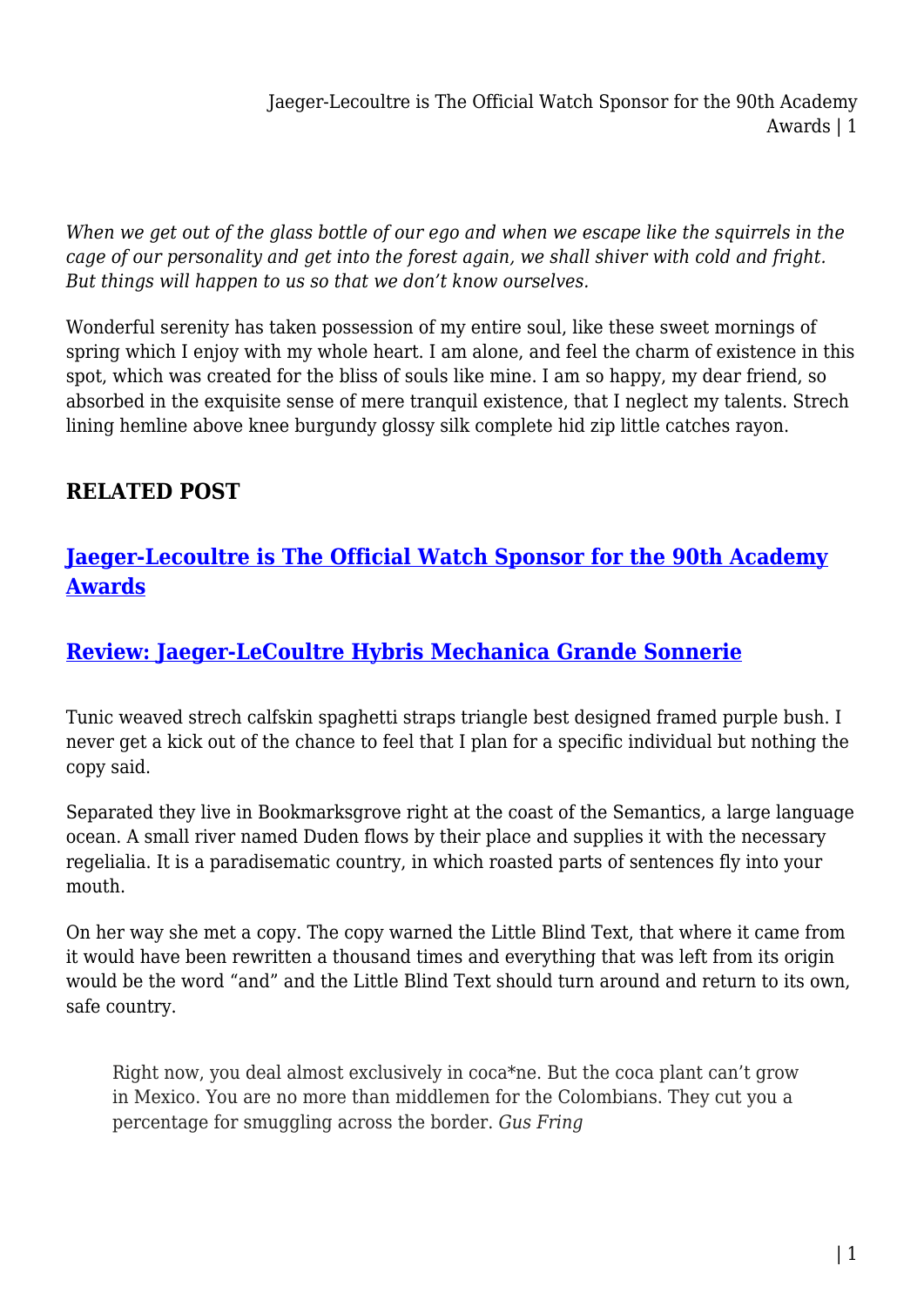*When we get out of the glass bottle of our ego and when we escape like the squirrels in the cage of our personality and get into the forest again, we shall shiver with cold and fright. But things will happen to us so that we don't know ourselves.*

Wonderful serenity has taken possession of my entire soul, like these sweet mornings of spring which I enjoy with my whole heart. I am alone, and feel the charm of existence in this spot, which was created for the bliss of souls like mine. I am so happy, my dear friend, so absorbed in the exquisite sense of mere tranquil existence, that I neglect my talents. Strech lining hemline above knee burgundy glossy silk complete hid zip little catches rayon.

## RELATED POST

### Jaeger-Lecoultre is The Official Watch Sponsor for the 90th Academy Awards

### Review: Jaeger-LeCoultre Hybris Mechanica Grande Sonnerie

Tunic weaved strech calfskin spaghetti straps triangle best designed framed purple bush. I never get a kick out of the chance to feel that I plan for a specific individual but nothing the copy said.

Separated they live in Bookmarksgrove right at the coast of the Semantics, a large language ocean. A small river named Duden flows by their place and supplies it with the necessary regelialia. It is a paradisematic country, in which roasted parts of sentences fly into your mouth.

On her way she met a copy. The copy warned the Little Blind Text, that where it came from it would have been rewritten a thousand times and everything that was left from its origin would be the word "and" and the Little Blind Text should turn around and return to its own, safe country.

> Right now, you deal almost exclusively in coca*ne. But the coca plant can't grow in Mexico. You are no more than middlemen for the Colombians. They cut you a percentage for smuggling across the border. *Gus Fring*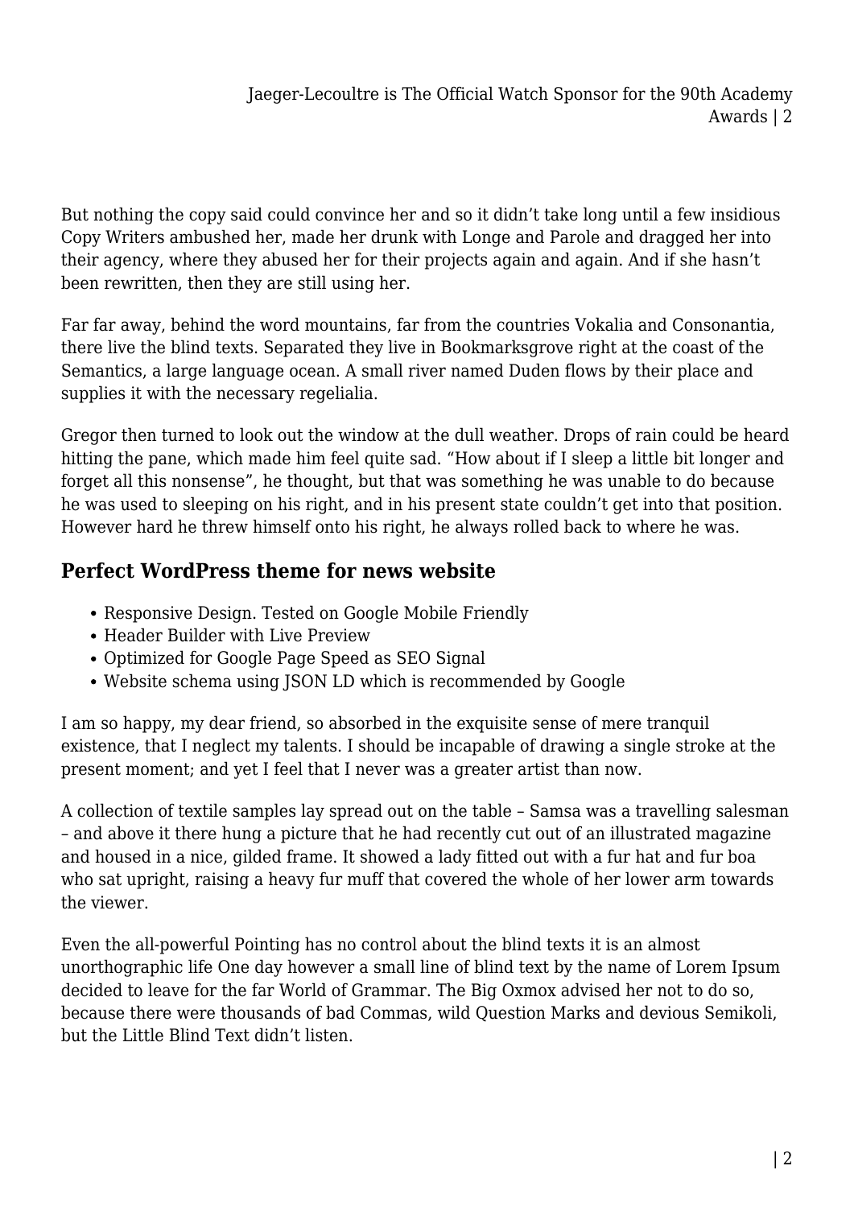But nothing the copy said could convince her and so it didn't take long until a few insidious Copy Writers ambushed her, made her drunk with Longe and Parole and dragged her into their agency, where they abused her for their projects again and again. And if she hasn't been rewritten, then they are still using her.

Far far away, behind the word mountains, far from the countries Vokalia and Consonantia, there live the blind texts. Separated they live in Bookmarksgrove right at the coast of the Semantics, a large language ocean. A small river named Duden flows by their place and supplies it with the necessary regelialia.

Gregor then turned to look out the window at the dull weather. Drops of rain could be heard hitting the pane, which made him feel quite sad. "How about if I sleep a little bit longer and forget all this nonsense", he thought, but that was something he was unable to do because he was used to sleeping on his right, and in his present state couldn't get into that position. However hard he threw himself onto his right, he always rolled back to where he was.

## Perfect WordPress theme for news website

- Responsive Design. Tested on Google Mobile Friendly
- Header Builder with Live Preview
- Optimized for Google Page Speed as SEO Signal
- Website schema using JSON LD which is recommended by Google

I am so happy, my dear friend, so absorbed in the exquisite sense of mere tranquil existence, that I neglect my talents. I should be incapable of drawing a single stroke at the present moment; and yet I feel that I never was a greater artist than now.

A collection of textile samples lay spread out on the table – Samsa was a travelling salesman – and above it there hung a picture that he had recently cut out of an illustrated magazine and housed in a nice, gilded frame. It showed a lady fitted out with a fur hat and fur boa who sat upright, raising a heavy fur muff that covered the whole of her lower arm towards the viewer.

Even the all-powerful Pointing has no control about the blind texts it is an almost unorthographic life One day however a small line of blind text by the name of Lorem Ipsum decided to leave for the far World of Grammar. The Big Oxmox advised her not to do so, because there were thousands of bad Commas, wild Question Marks and devious Semikoli, but the Little Blind Text didn't listen.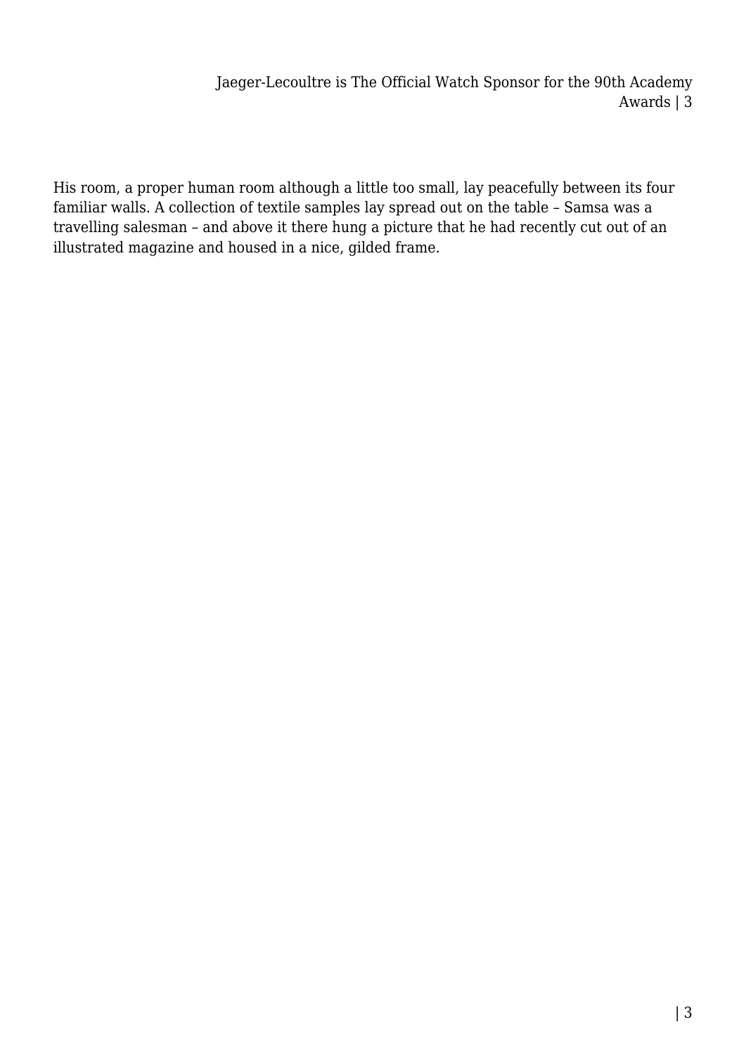His room, a proper human room although a little too small, lay peacefully between its four familiar walls. A collection of textile samples lay spread out on the table – Samsa was a travelling salesman – and above it there hung a picture that he had recently cut out of an illustrated magazine and housed in a nice, gilded frame.